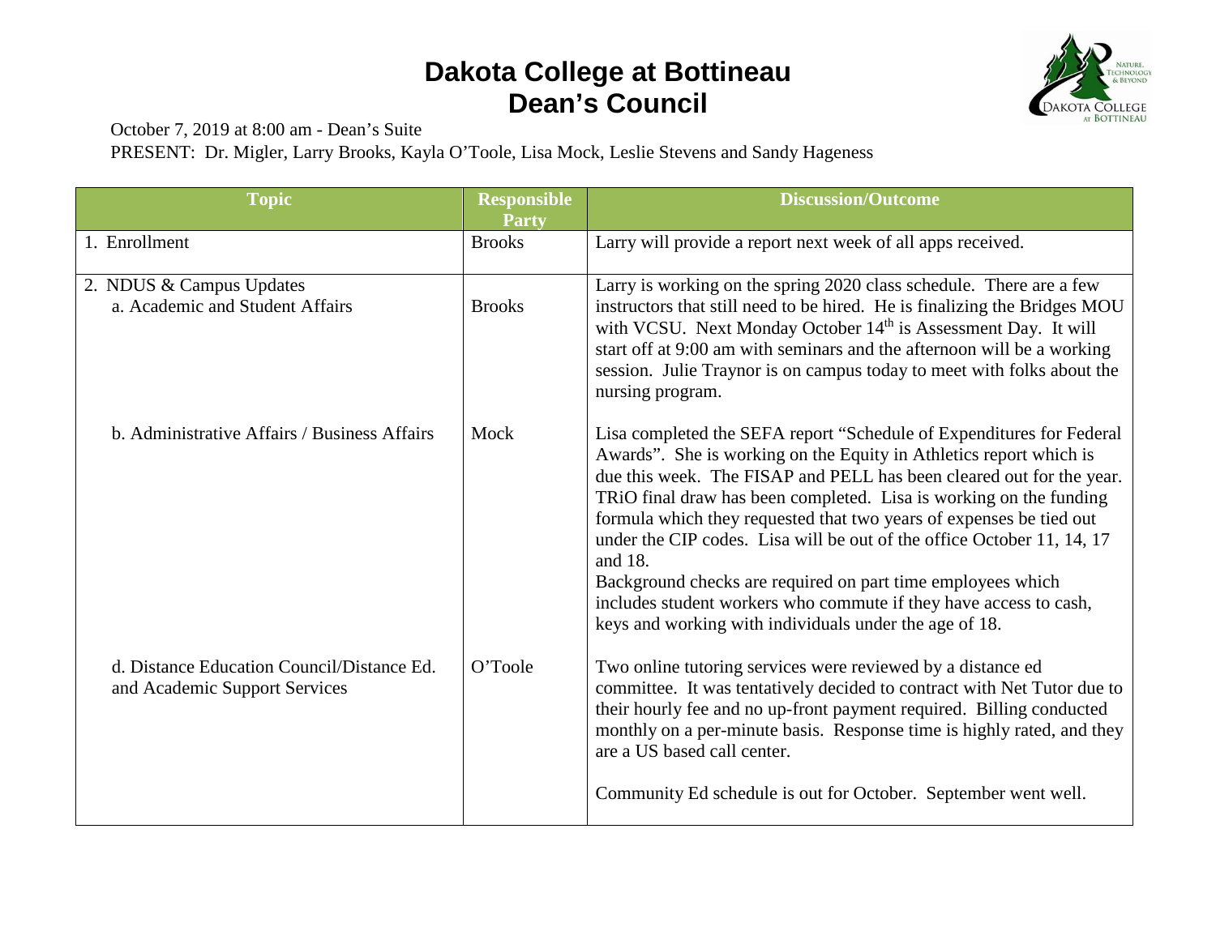# Dakota College at Bottineau
# Dean's Council

October 7, 2019 at 8:00 am - Dean's Suite
PRESENT: Dr. Migler, Larry Brooks, Kayla O'Toole, Lisa Mock, Leslie Stevens and Sandy Hageness

| Topic | Responsible Party | Discussion/Outcome |
|---|---|---|
| 1. Enrollment | Brooks | Larry will provide a report next week of all apps received. |
| 2. NDUS & Campus Updates<br>a. Academic and Student Affairs | Brooks | Larry is working on the spring 2020 class schedule. There are a few instructors that still need to be hired. He is finalizing the Bridges MOU with VCSU. Next Monday October 14th is Assessment Day. It will start off at 9:00 am with seminars and the afternoon will be a working session. Julie Traynor is on campus today to meet with folks about the nursing program. |
| b. Administrative Affairs / Business Affairs | Mock | Lisa completed the SEFA report "Schedule of Expenditures for Federal Awards". She is working on the Equity in Athletics report which is due this week. The FISAP and PELL has been cleared out for the year. TRiO final draw has been completed. Lisa is working on the funding formula which they requested that two years of expenses be tied out under the CIP codes. Lisa will be out of the office October 11, 14, 17 and 18.<br>Background checks are required on part time employees which includes student workers who commute if they have access to cash, keys and working with individuals under the age of 18. |
| d. Distance Education Council/Distance Ed. and Academic Support Services | O'Toole | Two online tutoring services were reviewed by a distance ed committee. It was tentatively decided to contract with Net Tutor due to their hourly fee and no up-front payment required. Billing conducted monthly on a per-minute basis. Response time is highly rated, and they are a US based call center.<br><br>Community Ed schedule is out for October. September went well. |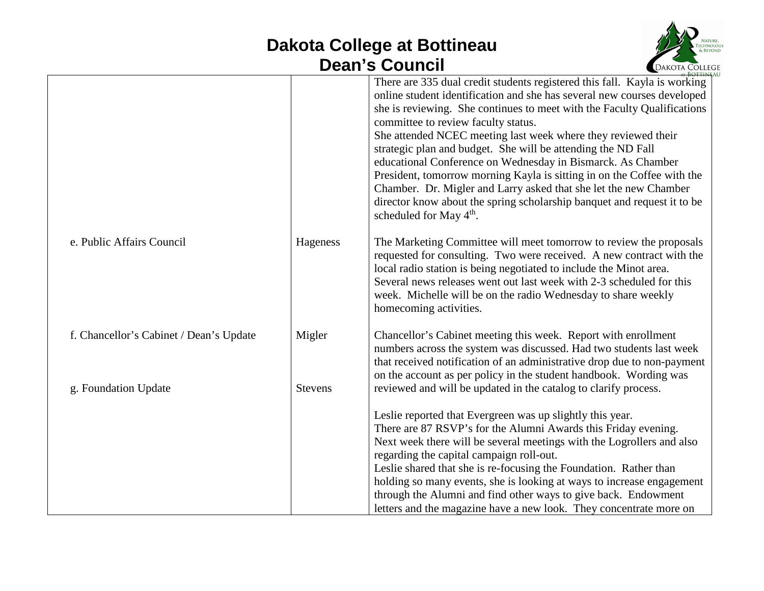# Dakota College at Bottineau
## Dean's Council

| | | |
|---|---|---|
| | | There are 335 dual credit students registered this fall. Kayla is working online student identification and she has several new courses developed she is reviewing. She continues to meet with the Faculty Qualifications committee to review faculty status. She attended NCEC meeting last week where they reviewed their strategic plan and budget. She will be attending the ND Fall educational Conference on Wednesday in Bismarck. As Chamber President, tomorrow morning Kayla is sitting in on the Coffee with the Chamber. Dr. Migler and Larry asked that she let the new Chamber director know about the spring scholarship banquet and request it to be scheduled for May 4th. |
| e. Public Affairs Council | Hageness | The Marketing Committee will meet tomorrow to review the proposals requested for consulting. Two were received. A new contract with the local radio station is being negotiated to include the Minot area. Several news releases went out last week with 2-3 scheduled for this week. Michelle will be on the radio Wednesday to share weekly homecoming activities. |
| f. Chancellor's Cabinet / Dean's Update | Migler | Chancellor's Cabinet meeting this week. Report with enrollment numbers across the system was discussed. Had two students last week that received notification of an administrative drop due to non-payment on the account as per policy in the student handbook. Wording was reviewed and will be updated in the catalog to clarify process. |
| g. Foundation Update | Stevens | Leslie reported that Evergreen was up slightly this year. There are 87 RSVP's for the Alumni Awards this Friday evening. Next week there will be several meetings with the Logrollers and also regarding the capital campaign roll-out. Leslie shared that she is re-focusing the Foundation. Rather than holding so many events, she is looking at ways to increase engagement through the Alumni and find other ways to give back. Endowment letters and the magazine have a new look. They concentrate more on |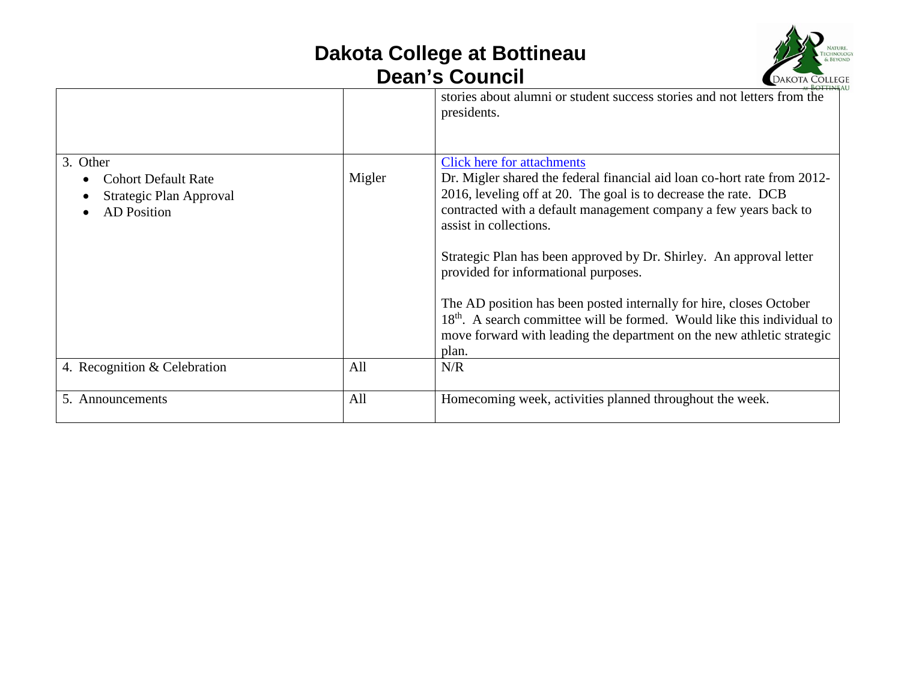# Dakota College at Bottineau
## Dean's Council

| | | |
|---|---|---|
| | | stories about alumni or student success stories and not letters from the presidents. |
| 3. Other<br>• Cohort Default Rate<br>• Strategic Plan Approval<br>• AD Position | Migler | [Click here for attachments](#)<br>Dr. Migler shared the federal financial aid loan co-hort rate from 2012-2016, leveling off at 20. The goal is to decrease the rate. DCB contracted with a default management company a few years back to assist in collections.<br><br>Strategic Plan has been approved by Dr. Shirley. An approval letter provided for informational purposes.<br><br>The AD position has been posted internally for hire, closes October 18th. A search committee will be formed. Would like this individual to move forward with leading the department on the new athletic strategic plan. |
| 4. Recognition & Celebration | All | N/R |
| 5. Announcements | All | Homecoming week, activities planned throughout the week. |